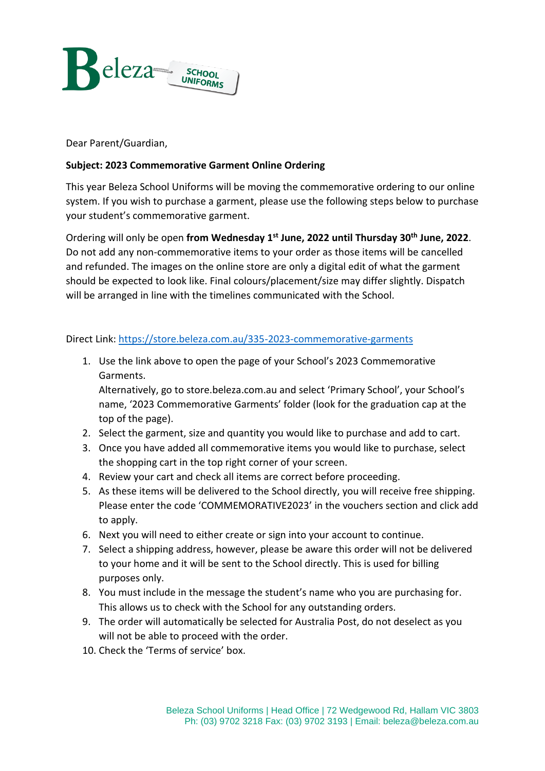Beleza SCHOOL UNIFORMS

Dear Parent/Guardian,

**Subject: 2023 Commemorative Garment Online Ordering**

This year Beleza School Uniforms will be moving the commemorative ordering to our online system. If you wish to purchase a garment, please use the following steps below to purchase your student's commemorative garment.

Ordering will only be open **from Wednesday 1st June, 2022 until Thursday 30th June, 2022**. Do not add any non-commemorative items to your order as those items will be cancelled and refunded. The images on the online store are only a digital edit of what the garment should be expected to look like. Final colours/placement/size may differ slightly. Dispatch will be arranged in line with the timelines communicated with the School.

Direct Link: https://store.beleza.com.au/335-2023-commemorative-garments

1. Use the link above to open the page of your School's 2023 Commemorative Garments.
   Alternatively, go to store.beleza.com.au and select 'Primary School', your School's name, '2023 Commemorative Garments' folder (look for the graduation cap at the top of the page).
2. Select the garment, size and quantity you would like to purchase and add to cart.
3. Once you have added all commemorative items you would like to purchase, select the shopping cart in the top right corner of your screen.
4. Review your cart and check all items are correct before proceeding.
5. As these items will be delivered to the School directly, you will receive free shipping. Please enter the code 'COMMEMORATIVE2023' in the vouchers section and click add to apply.
6. Next you will need to either create or sign into your account to continue.
7. Select a shipping address, however, please be aware this order will not be delivered to your home and it will be sent to the School directly. This is used for billing purposes only.
8. You must include in the message the student's name who you are purchasing for. This allows us to check with the School for any outstanding orders.
9. The order will automatically be selected for Australia Post, do not deselect as you will not be able to proceed with the order.
10. Check the 'Terms of service' box.

Beleza School Uniforms | Head Office | 72 Wedgewood Rd, Hallam VIC 3803
Ph: (03) 9702 3218 Fax: (03) 9702 3193 | Email: beleza@beleza.com.au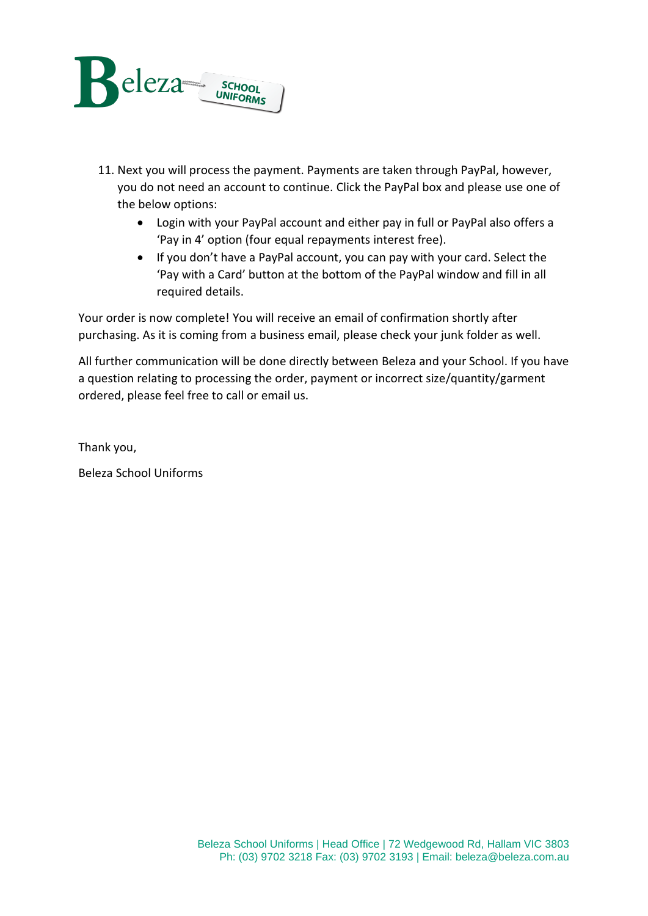11. Next you will process the payment. Payments are taken through PayPal, however, you do not need an account to continue. Click the PayPal box and please use one of the below options:
    - Login with your PayPal account and either pay in full or PayPal also offers a 'Pay in 4' option (four equal repayments interest free).
    - If you don't have a PayPal account, you can pay with your card. Select the 'Pay with a Card' button at the bottom of the PayPal window and fill in all required details.

Your order is now complete! You will receive an email of confirmation shortly after purchasing. As it is coming from a business email, please check your junk folder as well.

All further communication will be done directly between Beleza and your School. If you have a question relating to processing the order, payment or incorrect size/quantity/garment ordered, please feel free to call or email us.

Thank you,

Beleza School Uniforms